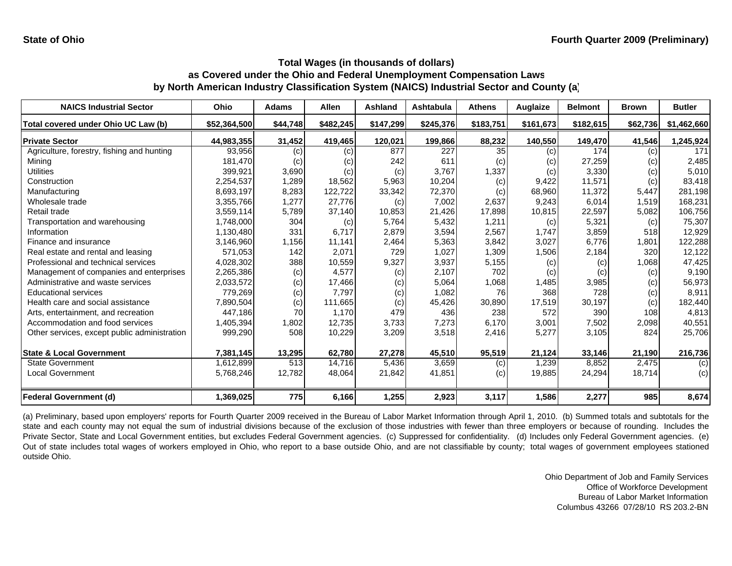State of Ohio | Fourth Quarter 2009 (Preliminary)

## Total Wages (in thousands of dollars)
## as Covered under the Ohio and Federal Unemployment Compensation Laws
## by North American Industry Classification System (NAICS) Industrial Sector and County (a)

| NAICS Industrial Sector | Ohio | Adams | Allen | Ashland | Ashtabula | Athens | Auglaize | Belmont | Brown | Butler |
|---|---|---|---|---|---|---|---|---|---|---|
| **Total covered under Ohio UC Law (b)** | **$52,364,500** | **$44,748** | **$482,245** | **$147,299** | **$245,376** | **$183,751** | **$161,673** | **$182,615** | **$62,736** | **$1,462,660** |
| **Private Sector** | **44,983,355** | **31,452** | **419,465** | **120,021** | **199,866** | **88,232** | **140,550** | **149,470** | **41,546** | **1,245,924** |
| Agriculture, forestry, fishing and hunting | 93,956 | (c) | (c) | 877 | 227 | 35 | (c) | 174 | (c) | 171 |
| Mining | 181,470 | (c) | (c) | 242 | 611 | (c) | (c) | 27,259 | (c) | 2,485 |
| Utilities | 399,921 | 3,690 | (c) | (c) | 3,767 | 1,337 | (c) | 3,330 | (c) | 5,010 |
| Construction | 2,254,537 | 1,289 | 18,562 | 5,963 | 10,204 | (c) | 9,422 | 11,571 | (c) | 83,418 |
| Manufacturing | 8,693,197 | 8,283 | 122,722 | 33,342 | 72,370 | (c) | 68,960 | 11,372 | 5,447 | 281,198 |
| Wholesale trade | 3,355,766 | 1,277 | 27,776 | (c) | 7,002 | 2,637 | 9,243 | 6,014 | 1,519 | 168,231 |
| Retail trade | 3,559,114 | 5,789 | 37,140 | 10,853 | 21,426 | 17,898 | 10,815 | 22,597 | 5,082 | 106,756 |
| Transportation and warehousing | 1,748,000 | 304 | (c) | 5,764 | 5,432 | 1,211 | (c) | 5,321 | (c) | 75,307 |
| Information | 1,130,480 | 331 | 6,717 | 2,879 | 3,594 | 2,567 | 1,747 | 3,859 | 518 | 12,929 |
| Finance and insurance | 3,146,960 | 1,156 | 11,141 | 2,464 | 5,363 | 3,842 | 3,027 | 6,776 | 1,801 | 122,288 |
| Real estate and rental and leasing | 571,053 | 142 | 2,071 | 729 | 1,027 | 1,309 | 1,506 | 2,184 | 320 | 12,122 |
| Professional and technical services | 4,028,302 | 388 | 10,559 | 9,327 | 3,937 | 5,155 | (c) | (c) | 1,068 | 47,425 |
| Management of companies and enterprises | 2,265,386 | (c) | 4,577 | (c) | 2,107 | 702 | (c) | (c) | (c) | 9,190 |
| Administrative and waste services | 2,033,572 | (c) | 17,466 | (c) | 5,064 | 1,068 | 1,485 | 3,985 | (c) | 56,973 |
| Educational services | 779,269 | (c) | 7,797 | (c) | 1,082 | 76 | 368 | 728 | (c) | 8,911 |
| Health care and social assistance | 7,890,504 | (c) | 111,665 | (c) | 45,426 | 30,890 | 17,519 | 30,197 | (c) | 182,440 |
| Arts, entertainment, and recreation | 447,186 | 70 | 1,170 | 479 | 436 | 238 | 572 | 390 | 108 | 4,813 |
| Accommodation and food services | 1,405,394 | 1,802 | 12,735 | 3,733 | 7,273 | 6,170 | 3,001 | 7,502 | 2,098 | 40,551 |
| Other services, except public administration | 999,290 | 508 | 10,229 | 3,209 | 3,518 | 2,416 | 5,277 | 3,105 | 824 | 25,706 |
| **State & Local Government** | **7,381,145** | **13,295** | **62,780** | **27,278** | **45,510** | **95,519** | **21,124** | **33,146** | **21,190** | **216,736** |
| State Government | 1,612,899 | 513 | 14,716 | 5,436 | 3,659 | (c) | 1,239 | 8,852 | 2,475 | (c) |
| Local Government | 5,768,246 | 12,782 | 48,064 | 21,842 | 41,851 | (c) | 19,885 | 24,294 | 18,714 | (c) |
| **Federal Government (d)** | **1,369,025** | **775** | **6,166** | **1,255** | **2,923** | **3,117** | **1,586** | **2,277** | **985** | **8,674** |

(a) Preliminary, based upon employers' reports for Fourth Quarter 2009 received in the Bureau of Labor Market Information through April 1, 2010. (b) Summed totals and subtotals for the state and each county may not equal the sum of industrial divisions because of the exclusion of those industries with fewer than three employers or because of rounding. Includes the Private Sector, State and Local Government entities, but excludes Federal Government agencies. (c) Suppressed for confidentiality. (d) Includes only Federal Government agencies. (e) Out of state includes total wages of workers employed in Ohio, who report to a base outside Ohio, and are not classifiable by county; total wages of government employees stationed outside Ohio.

Ohio Department of Job and Family Services
Office of Workforce Development
Bureau of Labor Market Information
Columbus 43266 07/28/10 RS 203.2-BN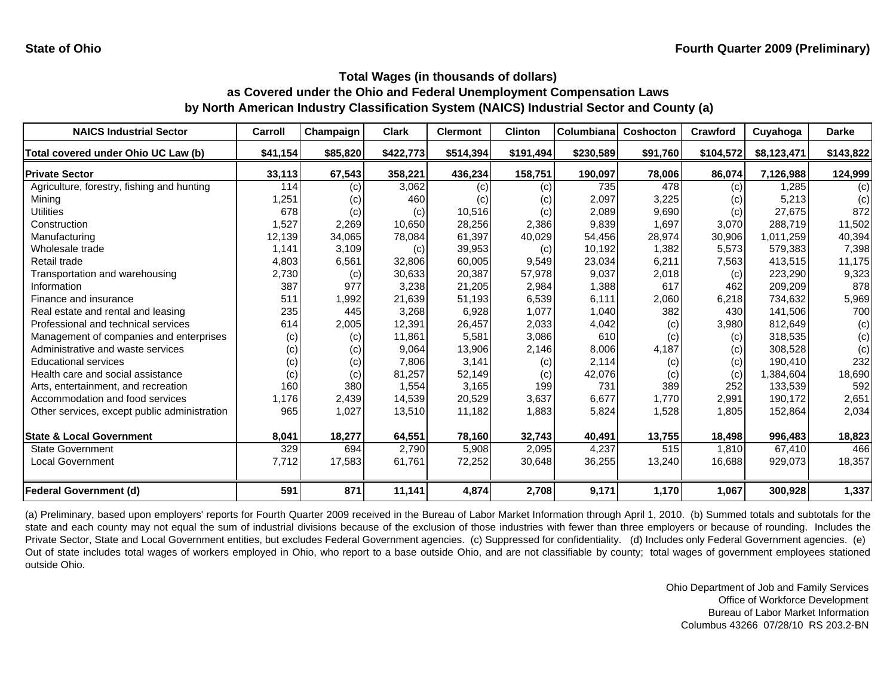State of Ohio

Fourth Quarter 2009 (Preliminary)

## Total Wages (in thousands of dollars) as Covered under the Ohio and Federal Unemployment Compensation Laws by North American Industry Classification System (NAICS) Industrial Sector and County (a)

| NAICS Industrial Sector | Carroll | Champaign | Clark | Clermont | Clinton | Columbiana | Coshocton | Crawford | Cuyahoga | Darke |
|---|---|---|---|---|---|---|---|---|---|---|
| **Total covered under Ohio UC Law (b)** | **$41,154** | **$85,820** | **$422,773** | **$514,394** | **$191,494** | **$230,589** | **$91,760** | **$104,572** | **$8,123,471** | **$143,822** |
| **Private Sector** | **33,113** | **67,543** | **358,221** | **436,234** | **158,751** | **190,097** | **78,006** | **86,074** | **7,126,988** | **124,999** |
| Agriculture, forestry, fishing and hunting | 114 | (c) | 3,062 | (c) | (c) | 735 | 478 | (c) | 1,285 | (c) |
| Mining | 1,251 | (c) | 460 | (c) | (c) | 2,097 | 3,225 | (c) | 5,213 | (c) |
| Utilities | 678 | (c) | (c) | 10,516 | (c) | 2,089 | 9,690 | (c) | 27,675 | 872 |
| Construction | 1,527 | 2,269 | 10,650 | 28,256 | 2,386 | 9,839 | 1,697 | 3,070 | 288,719 | 11,502 |
| Manufacturing | 12,139 | 34,065 | 78,084 | 61,397 | 40,029 | 54,456 | 28,974 | 30,906 | 1,011,259 | 40,394 |
| Wholesale trade | 1,141 | 3,109 | (c) | 39,953 | (c) | 10,192 | 1,382 | 5,573 | 579,383 | 7,398 |
| Retail trade | 4,803 | 6,561 | 32,806 | 60,005 | 9,549 | 23,034 | 6,211 | 7,563 | 413,515 | 11,175 |
| Transportation and warehousing | 2,730 | (c) | 30,633 | 20,387 | 57,978 | 9,037 | 2,018 | (c) | 223,290 | 9,323 |
| Information | 387 | 977 | 3,238 | 21,205 | 2,984 | 1,388 | 617 | 462 | 209,209 | 878 |
| Finance and insurance | 511 | 1,992 | 21,639 | 51,193 | 6,539 | 6,111 | 2,060 | 6,218 | 734,632 | 5,969 |
| Real estate and rental and leasing | 235 | 445 | 3,268 | 6,928 | 1,077 | 1,040 | 382 | 430 | 141,506 | 700 |
| Professional and technical services | 614 | 2,005 | 12,391 | 26,457 | 2,033 | 4,042 | (c) | 3,980 | 812,649 | (c) |
| Management of companies and enterprises | (c) | (c) | 11,861 | 5,581 | 3,086 | 610 | (c) | (c) | 318,535 | (c) |
| Administrative and waste services | (c) | (c) | 9,064 | 13,906 | 2,146 | 8,006 | 4,187 | (c) | 308,528 | (c) |
| Educational services | (c) | (c) | 7,806 | 3,141 | (c) | 2,114 | (c) | (c) | 190,410 | 232 |
| Health care and social assistance | (c) | (c) | 81,257 | 52,149 | (c) | 42,076 | (c) | (c) | 1,384,604 | 18,690 |
| Arts, entertainment, and recreation | 160 | 380 | 1,554 | 3,165 | 199 | 731 | 389 | 252 | 133,539 | 592 |
| Accommodation and food services | 1,176 | 2,439 | 14,539 | 20,529 | 3,637 | 6,677 | 1,770 | 2,991 | 190,172 | 2,651 |
| Other services, except public administration | 965 | 1,027 | 13,510 | 11,182 | 1,883 | 5,824 | 1,528 | 1,805 | 152,864 | 2,034 |
| **State & Local Government** | **8,041** | **18,277** | **64,551** | **78,160** | **32,743** | **40,491** | **13,755** | **18,498** | **996,483** | **18,823** |
| State Government | 329 | 694 | 2,790 | 5,908 | 2,095 | 4,237 | 515 | 1,810 | 67,410 | 466 |
| Local Government | 7,712 | 17,583 | 61,761 | 72,252 | 30,648 | 36,255 | 13,240 | 16,688 | 929,073 | 18,357 |
| **Federal Government (d)** | **591** | **871** | **11,141** | **4,874** | **2,708** | **9,171** | **1,170** | **1,067** | **300,928** | **1,337** |

(a) Preliminary, based upon employers' reports for Fourth Quarter 2009 received in the Bureau of Labor Market Information through April 1, 2010. (b) Summed totals and subtotals for the state and each county may not equal the sum of industrial divisions because of the exclusion of those industries with fewer than three employers or because of rounding. Includes the Private Sector, State and Local Government entities, but excludes Federal Government agencies. (c) Suppressed for confidentiality. (d) Includes only Federal Government agencies. (e) Out of state includes total wages of workers employed in Ohio, who report to a base outside Ohio, and are not classifiable by county; total wages of government employees stationed outside Ohio.

Ohio Department of Job and Family Services
Office of Workforce Development
Bureau of Labor Market Information
Columbus 43266 07/28/10 RS 203.2-BN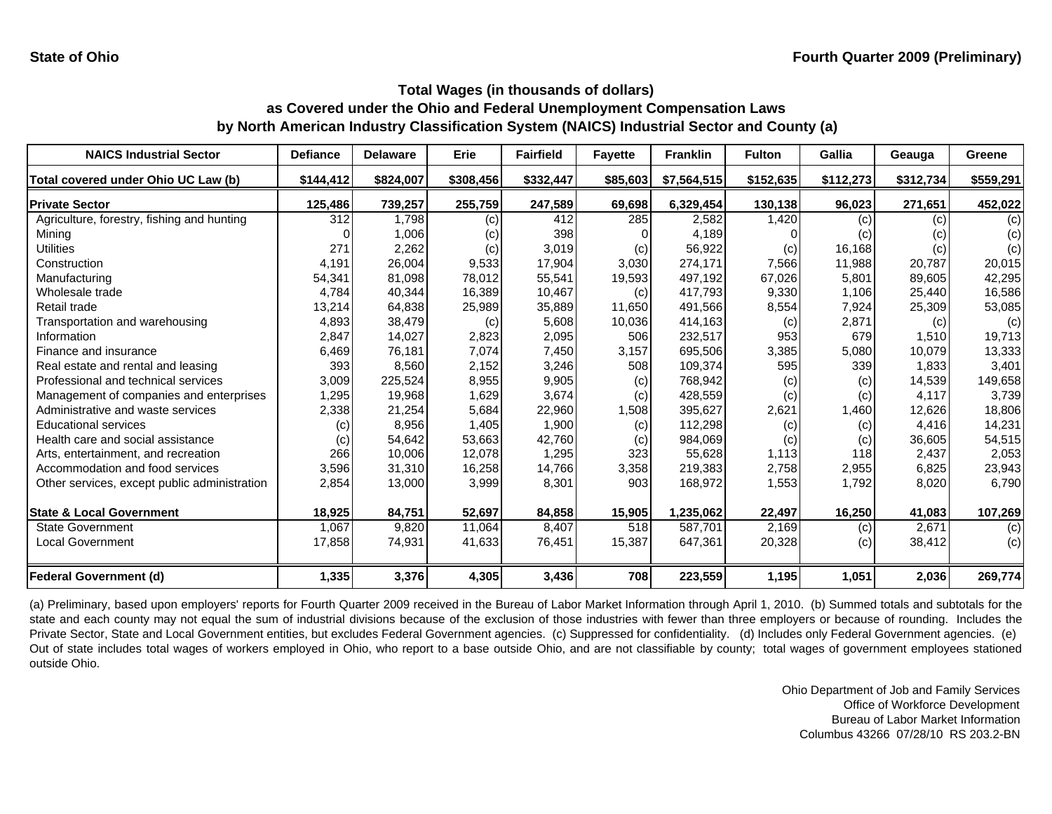State of Ohio

Fourth Quarter 2009 (Preliminary)

## Total Wages (in thousands of dollars) as Covered under the Ohio and Federal Unemployment Compensation Laws by North American Industry Classification System (NAICS) Industrial Sector and County (a)

| NAICS Industrial Sector | Defiance | Delaware | Erie | Fairfield | Fayette | Franklin | Fulton | Gallia | Geauga | Greene |
|---|---|---|---|---|---|---|---|---|---|---|
| Total covered under Ohio UC Law (b) | $144,412 | $824,007 | $308,456 | $332,447 | $85,603 | $7,564,515 | $152,635 | $112,273 | $312,734 | $559,291 |
| **Private Sector** | **125,486** | **739,257** | **255,759** | **247,589** | **69,698** | **6,329,454** | **130,138** | **96,023** | **271,651** | **452,022** |
| Agriculture, forestry, fishing and hunting | 312 | 1,798 | (c) | 412 | 285 | 2,582 | 1,420 | (c) | (c) | (c) |
| Mining | 0 | 1,006 | (c) | 398 | 0 | 4,189 | 0 | (c) | (c) | (c) |
| Utilities | 271 | 2,262 | (c) | 3,019 | (c) | 56,922 | (c) | 16,168 | (c) | (c) |
| Construction | 4,191 | 26,004 | 9,533 | 17,904 | 3,030 | 274,171 | 7,566 | 11,988 | 20,787 | 20,015 |
| Manufacturing | 54,341 | 81,098 | 78,012 | 55,541 | 19,593 | 497,192 | 67,026 | 5,801 | 89,605 | 42,295 |
| Wholesale trade | 4,784 | 40,344 | 16,389 | 10,467 | (c) | 417,793 | 9,330 | 1,106 | 25,440 | 16,586 |
| Retail trade | 13,214 | 64,838 | 25,989 | 35,889 | 11,650 | 491,566 | 8,554 | 7,924 | 25,309 | 53,085 |
| Transportation and warehousing | 4,893 | 38,479 | (c) | 5,608 | 10,036 | 414,163 | (c) | 2,871 | (c) | (c) |
| Information | 2,847 | 14,027 | 2,823 | 2,095 | 506 | 232,517 | 953 | 679 | 1,510 | 19,713 |
| Finance and insurance | 6,469 | 76,181 | 7,074 | 7,450 | 3,157 | 695,506 | 3,385 | 5,080 | 10,079 | 13,333 |
| Real estate and rental and leasing | 393 | 8,560 | 2,152 | 3,246 | 508 | 109,374 | 595 | 339 | 1,833 | 3,401 |
| Professional and technical services | 3,009 | 225,524 | 8,955 | 9,905 | (c) | 768,942 | (c) | (c) | 14,539 | 149,658 |
| Management of companies and enterprises | 1,295 | 19,968 | 1,629 | 3,674 | (c) | 428,559 | (c) | (c) | 4,117 | 3,739 |
| Administrative and waste services | 2,338 | 21,254 | 5,684 | 22,960 | 1,508 | 395,627 | 2,621 | 1,460 | 12,626 | 18,806 |
| Educational services | (c) | 8,956 | 1,405 | 1,900 | (c) | 112,298 | (c) | (c) | 4,416 | 14,231 |
| Health care and social assistance | (c) | 54,642 | 53,663 | 42,760 | (c) | 984,069 | (c) | (c) | 36,605 | 54,515 |
| Arts, entertainment, and recreation | 266 | 10,006 | 12,078 | 1,295 | 323 | 55,628 | 1,113 | 118 | 2,437 | 2,053 |
| Accommodation and food services | 3,596 | 31,310 | 16,258 | 14,766 | 3,358 | 219,383 | 2,758 | 2,955 | 6,825 | 23,943 |
| Other services, except public administration | 2,854 | 13,000 | 3,999 | 8,301 | 903 | 168,972 | 1,553 | 1,792 | 8,020 | 6,790 |
| **State & Local Government** | **18,925** | **84,751** | **52,697** | **84,858** | **15,905** | **1,235,062** | **22,497** | **16,250** | **41,083** | **107,269** |
| State Government | 1,067 | 9,820 | 11,064 | 8,407 | 518 | 587,701 | 2,169 | (c) | 2,671 | (c) |
| Local Government | 17,858 | 74,931 | 41,633 | 76,451 | 15,387 | 647,361 | 20,328 | (c) | 38,412 | (c) |
| **Federal Government (d)** | **1,335** | **3,376** | **4,305** | **3,436** | **708** | **223,559** | **1,195** | **1,051** | **2,036** | **269,774** |

(a) Preliminary, based upon employers' reports for Fourth Quarter 2009 received in the Bureau of Labor Market Information through April 1, 2010. (b) Summed totals and subtotals for the state and each county may not equal the sum of industrial divisions because of the exclusion of those industries with fewer than three employers or because of rounding. Includes the Private Sector, State and Local Government entities, but excludes Federal Government agencies. (c) Suppressed for confidentiality. (d) Includes only Federal Government agencies. (e) Out of state includes total wages of workers employed in Ohio, who report to a base outside Ohio, and are not classifiable by county; total wages of government employees stationed outside Ohio.

Ohio Department of Job and Family Services
Office of Workforce Development
Bureau of Labor Market Information
Columbus 43266 07/28/10 RS 203.2-BN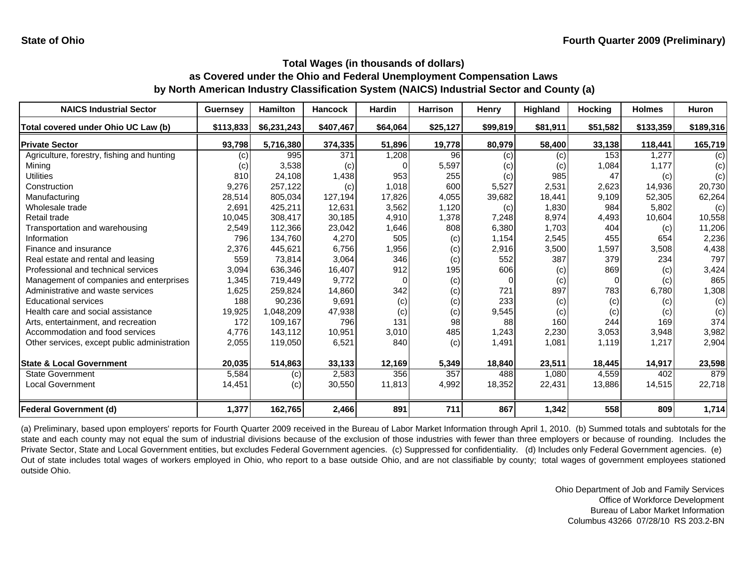State of Ohio

Fourth Quarter 2009 (Preliminary)

### Total Wages (in thousands of dollars)
### as Covered under the Ohio and Federal Unemployment Compensation Laws
### by North American Industry Classification System (NAICS) Industrial Sector and County (a)

| NAICS Industrial Sector | Guernsey | Hamilton | Hancock | Hardin | Harrison | Henry | Highland | Hocking | Holmes | Huron |
|---|---|---|---|---|---|---|---|---|---|---|
| Total covered under Ohio UC Law (b) | $113,833 | $6,231,243 | $407,467 | $64,064 | $25,127 | $99,819 | $81,911 | $51,582 | $133,359 | $189,316 |
| **Private Sector** | **93,798** | **5,716,380** | **374,335** | **51,896** | **19,778** | **80,979** | **58,400** | **33,138** | **118,441** | **165,719** |
| Agriculture, forestry, fishing and hunting | (c) | 995 | 371 | 1,208 | 96 | (c) | (c) | 153 | 1,277 | (c) |
| Mining | (c) | 3,538 | (c) | 0 | 5,597 | (c) | (c) | 1,084 | 1,177 | (c) |
| Utilities | 810 | 24,108 | 1,438 | 953 | 255 | (c) | 985 | 47 | (c) | (c) |
| Construction | 9,276 | 257,122 | (c) | 1,018 | 600 | 5,527 | 2,531 | 2,623 | 14,936 | 20,730 |
| Manufacturing | 28,514 | 805,034 | 127,194 | 17,826 | 4,055 | 39,682 | 18,441 | 9,109 | 52,305 | 62,264 |
| Wholesale trade | 2,691 | 425,211 | 12,631 | 3,562 | 1,120 | (c) | 1,830 | 984 | 5,802 | (c) |
| Retail trade | 10,045 | 308,417 | 30,185 | 4,910 | 1,378 | 7,248 | 8,974 | 4,493 | 10,604 | 10,558 |
| Transportation and warehousing | 2,549 | 112,366 | 23,042 | 1,646 | 808 | 6,380 | 1,703 | 404 | (c) | 11,206 |
| Information | 796 | 134,760 | 4,270 | 505 | (c) | 1,154 | 2,545 | 455 | 654 | 2,236 |
| Finance and insurance | 2,376 | 445,621 | 6,756 | 1,956 | (c) | 2,916 | 3,500 | 1,597 | 3,508 | 4,438 |
| Real estate and rental and leasing | 559 | 73,814 | 3,064 | 346 | (c) | 552 | 387 | 379 | 234 | 797 |
| Professional and technical services | 3,094 | 636,346 | 16,407 | 912 | 195 | 606 | (c) | 869 | (c) | 3,424 |
| Management of companies and enterprises | 1,345 | 719,449 | 9,772 | 0 | (c) | 0 | (c) | 0 | (c) | 865 |
| Administrative and waste services | 1,625 | 259,824 | 14,860 | 342 | (c) | 721 | 897 | 783 | 6,780 | 1,308 |
| Educational services | 188 | 90,236 | 9,691 | (c) | (c) | 233 | (c) | (c) | (c) | (c) |
| Health care and social assistance | 19,925 | 1,048,209 | 47,938 | (c) | (c) | 9,545 | (c) | (c) | (c) | (c) |
| Arts, entertainment, and recreation | 172 | 109,167 | 796 | 131 | 98 | 88 | 160 | 244 | 169 | 374 |
| Accommodation and food services | 4,776 | 143,112 | 10,951 | 3,010 | 485 | 1,243 | 2,230 | 3,053 | 3,948 | 3,982 |
| Other services, except public administration | 2,055 | 119,050 | 6,521 | 840 | (c) | 1,491 | 1,081 | 1,119 | 1,217 | 2,904 |
| **State & Local Government** | **20,035** | **514,863** | **33,133** | **12,169** | **5,349** | **18,840** | **23,511** | **18,445** | **14,917** | **23,598** |
| State Government | 5,584 | (c) | 2,583 | 356 | 357 | 488 | 1,080 | 4,559 | 402 | 879 |
| Local Government | 14,451 | (c) | 30,550 | 11,813 | 4,992 | 18,352 | 22,431 | 13,886 | 14,515 | 22,718 |
| **Federal Government (d)** | **1,377** | **162,765** | **2,466** | **891** | **711** | **867** | **1,342** | **558** | **809** | **1,714** |

(a) Preliminary, based upon employers' reports for Fourth Quarter 2009 received in the Bureau of Labor Market Information through April 1, 2010. (b) Summed totals and subtotals for the state and each county may not equal the sum of industrial divisions because of the exclusion of those industries with fewer than three employers or because of rounding. Includes the Private Sector, State and Local Government entities, but excludes Federal Government agencies. (c) Suppressed for confidentiality. (d) Includes only Federal Government agencies. (e) Out of state includes total wages of workers employed in Ohio, who report to a base outside Ohio, and are not classifiable by county; total wages of government employees stationed outside Ohio.

Ohio Department of Job and Family Services
Office of Workforce Development
Bureau of Labor Market Information
Columbus 43266 07/28/10 RS 203.2-BN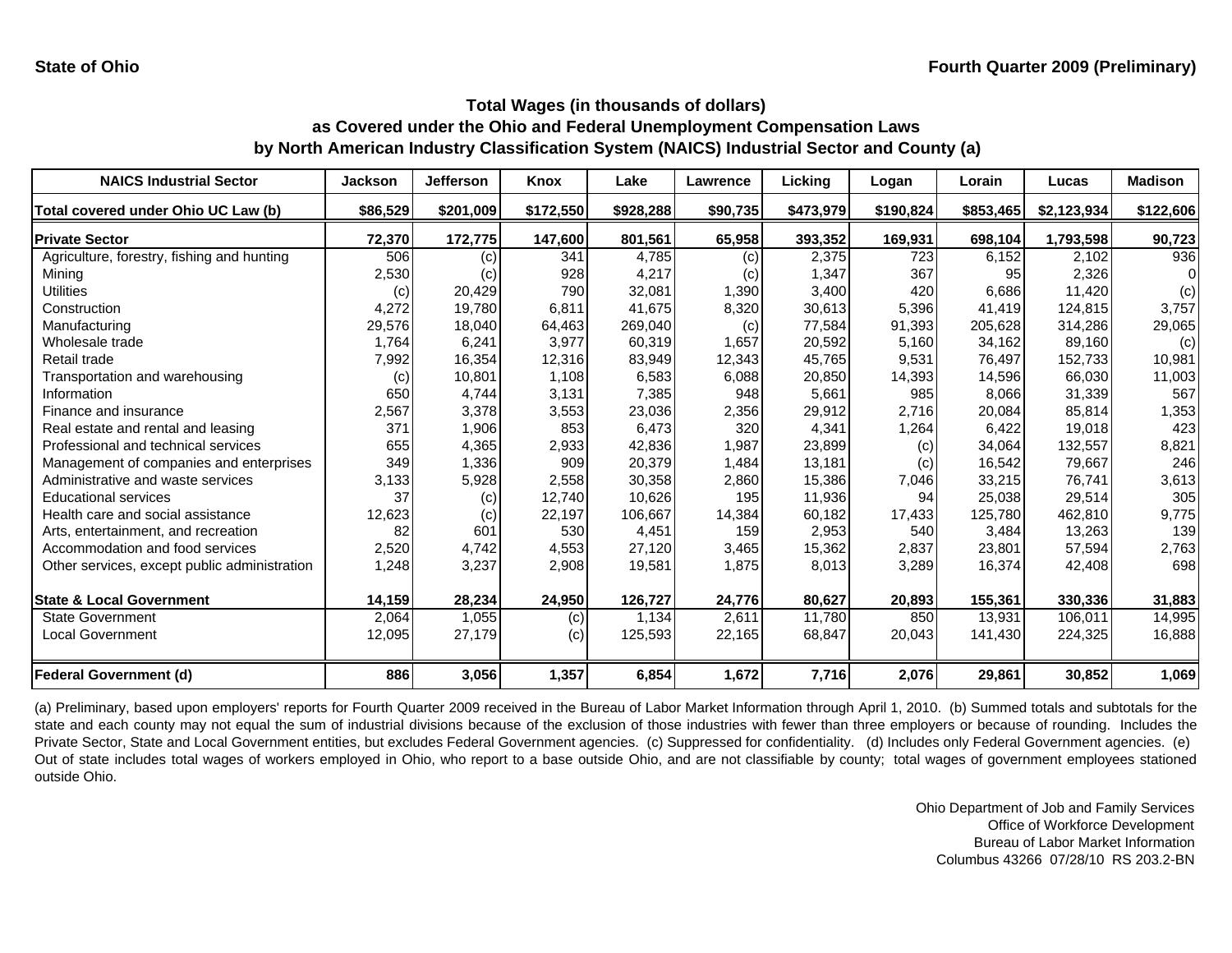**State of Ohio** | **Fourth Quarter 2009 (Preliminary)**

## Total Wages (in thousands of dollars) as Covered under the Ohio and Federal Unemployment Compensation Laws by North American Industry Classification System (NAICS) Industrial Sector and County (a)

| NAICS Industrial Sector | Jackson | Jefferson | Knox | Lake | Lawrence | Licking | Logan | Lorain | Lucas | Madison |
|---|---|---|---|---|---|---|---|---|---|---|
| **Total covered under Ohio UC Law (b)** | **$86,529** | **$201,009** | **$172,550** | **$928,288** | **$90,735** | **$473,979** | **$190,824** | **$853,465** | **$2,123,934** | **$122,606** |
| **Private Sector** | **72,370** | **172,775** | **147,600** | **801,561** | **65,958** | **393,352** | **169,931** | **698,104** | **1,793,598** | **90,723** |
| Agriculture, forestry, fishing and hunting | 506 | (c) | 341 | 4,785 | (c) | 2,375 | 723 | 6,152 | 2,102 | 936 |
| Mining | 2,530 | (c) | 928 | 4,217 | (c) | 1,347 | 367 | 95 | 2,326 | 0 |
| Utilities | (c) | 20,429 | 790 | 32,081 | 1,390 | 3,400 | 420 | 6,686 | 11,420 | (c) |
| Construction | 4,272 | 19,780 | 6,811 | 41,675 | 8,320 | 30,613 | 5,396 | 41,419 | 124,815 | 3,757 |
| Manufacturing | 29,576 | 18,040 | 64,463 | 269,040 | (c) | 77,584 | 91,393 | 205,628 | 314,286 | 29,065 |
| Wholesale trade | 1,764 | 6,241 | 3,977 | 60,319 | 1,657 | 20,592 | 5,160 | 34,162 | 89,160 | (c) |
| Retail trade | 7,992 | 16,354 | 12,316 | 83,949 | 12,343 | 45,765 | 9,531 | 76,497 | 152,733 | 10,981 |
| Transportation and warehousing | (c) | 10,801 | 1,108 | 6,583 | 6,088 | 20,850 | 14,393 | 14,596 | 66,030 | 11,003 |
| Information | 650 | 4,744 | 3,131 | 7,385 | 948 | 5,661 | 985 | 8,066 | 31,339 | 567 |
| Finance and insurance | 2,567 | 3,378 | 3,553 | 23,036 | 2,356 | 29,912 | 2,716 | 20,084 | 85,814 | 1,353 |
| Real estate and rental and leasing | 371 | 1,906 | 853 | 6,473 | 320 | 4,341 | 1,264 | 6,422 | 19,018 | 423 |
| Professional and technical services | 655 | 4,365 | 2,933 | 42,836 | 1,987 | 23,899 | (c) | 34,064 | 132,557 | 8,821 |
| Management of companies and enterprises | 349 | 1,336 | 909 | 20,379 | 1,484 | 13,181 | (c) | 16,542 | 79,667 | 246 |
| Administrative and waste services | 3,133 | 5,928 | 2,558 | 30,358 | 2,860 | 15,386 | 7,046 | 33,215 | 76,741 | 3,613 |
| Educational services | 37 | (c) | 12,740 | 10,626 | 195 | 11,936 | 94 | 25,038 | 29,514 | 305 |
| Health care and social assistance | 12,623 | (c) | 22,197 | 106,667 | 14,384 | 60,182 | 17,433 | 125,780 | 462,810 | 9,775 |
| Arts, entertainment, and recreation | 82 | 601 | 530 | 4,451 | 159 | 2,953 | 540 | 3,484 | 13,263 | 139 |
| Accommodation and food services | 2,520 | 4,742 | 4,553 | 27,120 | 3,465 | 15,362 | 2,837 | 23,801 | 57,594 | 2,763 |
| Other services, except public administration | 1,248 | 3,237 | 2,908 | 19,581 | 1,875 | 8,013 | 3,289 | 16,374 | 42,408 | 698 |
| **State & Local Government** | **14,159** | **28,234** | **24,950** | **126,727** | **24,776** | **80,627** | **20,893** | **155,361** | **330,336** | **31,883** |
| State Government | 2,064 | 1,055 | (c) | 1,134 | 2,611 | 11,780 | 850 | 13,931 | 106,011 | 14,995 |
| Local Government | 12,095 | 27,179 | (c) | 125,593 | 22,165 | 68,847 | 20,043 | 141,430 | 224,325 | 16,888 |
| **Federal Government (d)** | **886** | **3,056** | **1,357** | **6,854** | **1,672** | **7,716** | **2,076** | **29,861** | **30,852** | **1,069** |

(a) Preliminary, based upon employers' reports for Fourth Quarter 2009 received in the Bureau of Labor Market Information through April 1, 2010. (b) Summed totals and subtotals for the state and each county may not equal the sum of industrial divisions because of the exclusion of those industries with fewer than three employers or because of rounding. Includes the Private Sector, State and Local Government entities, but excludes Federal Government agencies. (c) Suppressed for confidentiality. (d) Includes only Federal Government agencies. (e) Out of state includes total wages of workers employed in Ohio, who report to a base outside Ohio, and are not classifiable by county; total wages of government employees stationed outside Ohio.

Ohio Department of Job and Family Services
Office of Workforce Development
Bureau of Labor Market Information
Columbus 43266 07/28/10 RS 203.2-BN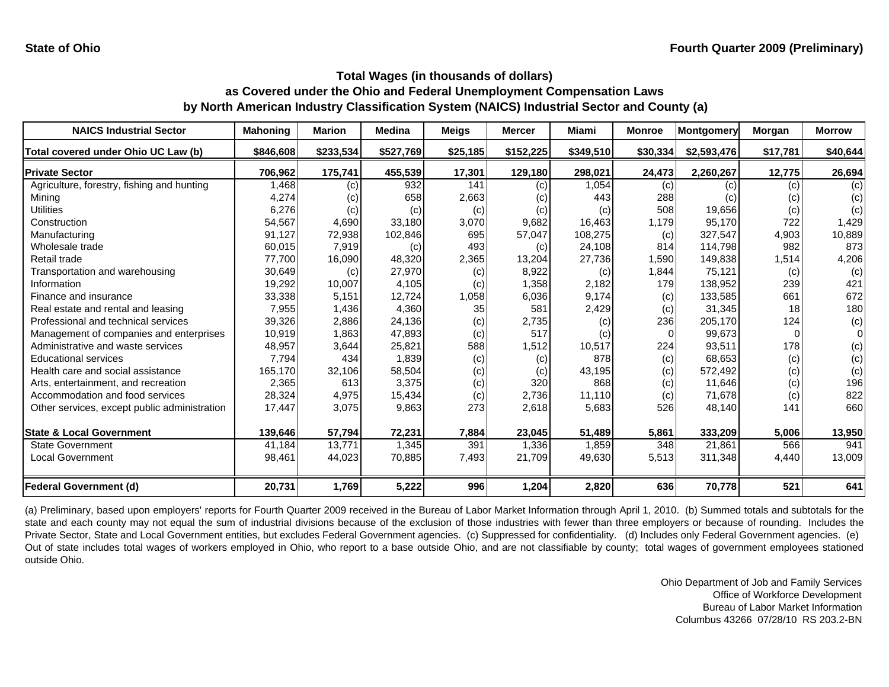**State of Ohio** **Fourth Quarter 2009 (Preliminary)**

### Total Wages (in thousands of dollars)
### as Covered under the Ohio and Federal Unemployment Compensation Laws
### by North American Industry Classification System (NAICS) Industrial Sector and County (a)

| NAICS Industrial Sector | Mahoning | Marion | Medina | Meigs | Mercer | Miami | Monroe | Montgomery | Morgan | Morrow |
|---|---|---|---|---|---|---|---|---|---|---|
| **Total covered under Ohio UC Law (b)** | **$846,608** | **$233,534** | **$527,769** | **$25,185** | **$152,225** | **$349,510** | **$30,334** | **$2,593,476** | **$17,781** | **$40,644** |
| **Private Sector** | **706,962** | **175,741** | **455,539** | **17,301** | **129,180** | **298,021** | **24,473** | **2,260,267** | **12,775** | **26,694** |
| Agriculture, forestry, fishing and hunting | 1,468 | (c) | 932 | 141 | (c) | 1,054 | (c) | (c) | (c) | (c) |
| Mining | 4,274 | (c) | 658 | 2,663 | (c) | 443 | 288 | (c) | (c) | (c) |
| Utilities | 6,276 | (c) | (c) | (c) | (c) | (c) | 508 | 19,656 | (c) | (c) |
| Construction | 54,567 | 4,690 | 33,180 | 3,070 | 9,682 | 16,463 | 1,179 | 95,170 | 722 | 1,429 |
| Manufacturing | 91,127 | 72,938 | 102,846 | 695 | 57,047 | 108,275 | (c) | 327,547 | 4,903 | 10,889 |
| Wholesale trade | 60,015 | 7,919 | (c) | 493 | (c) | 24,108 | 814 | 114,798 | 982 | 873 |
| Retail trade | 77,700 | 16,090 | 48,320 | 2,365 | 13,204 | 27,736 | 1,590 | 149,838 | 1,514 | 4,206 |
| Transportation and warehousing | 30,649 | (c) | 27,970 | (c) | 8,922 | (c) | 1,844 | 75,121 | (c) | (c) |
| Information | 19,292 | 10,007 | 4,105 | (c) | 1,358 | 2,182 | 179 | 138,952 | 239 | 421 |
| Finance and insurance | 33,338 | 5,151 | 12,724 | 1,058 | 6,036 | 9,174 | (c) | 133,585 | 661 | 672 |
| Real estate and rental and leasing | 7,955 | 1,436 | 4,360 | 35 | 581 | 2,429 | (c) | 31,345 | 18 | 180 |
| Professional and technical services | 39,326 | 2,886 | 24,136 | (c) | 2,735 | (c) | 236 | 205,170 | 124 | (c) |
| Management of companies and enterprises | 10,919 | 1,863 | 47,893 | (c) | 517 | (c) | 0 | 99,673 | 0 | 0 |
| Administrative and waste services | 48,957 | 3,644 | 25,821 | 588 | 1,512 | 10,517 | 224 | 93,511 | 178 | (c) |
| Educational services | 7,794 | 434 | 1,839 | (c) | (c) | 878 | (c) | 68,653 | (c) | (c) |
| Health care and social assistance | 165,170 | 32,106 | 58,504 | (c) | (c) | 43,195 | (c) | 572,492 | (c) | (c) |
| Arts, entertainment, and recreation | 2,365 | 613 | 3,375 | (c) | 320 | 868 | (c) | 11,646 | (c) | 196 |
| Accommodation and food services | 28,324 | 4,975 | 15,434 | (c) | 2,736 | 11,110 | (c) | 71,678 | (c) | 822 |
| Other services, except public administration | 17,447 | 3,075 | 9,863 | 273 | 2,618 | 5,683 | 526 | 48,140 | 141 | 660 |
| **State & Local Government** | **139,646** | **57,794** | **72,231** | **7,884** | **23,045** | **51,489** | **5,861** | **333,209** | **5,006** | **13,950** |
| State Government | 41,184 | 13,771 | 1,345 | 391 | 1,336 | 1,859 | 348 | 21,861 | 566 | 941 |
| Local Government | 98,461 | 44,023 | 70,885 | 7,493 | 21,709 | 49,630 | 5,513 | 311,348 | 4,440 | 13,009 |
| **Federal Government (d)** | **20,731** | **1,769** | **5,222** | **996** | **1,204** | **2,820** | **636** | **70,778** | **521** | **641** |

(a) Preliminary, based upon employers' reports for Fourth Quarter 2009 received in the Bureau of Labor Market Information through April 1, 2010. (b) Summed totals and subtotals for the state and each county may not equal the sum of industrial divisions because of the exclusion of those industries with fewer than three employers or because of rounding. Includes the Private Sector, State and Local Government entities, but excludes Federal Government agencies. (c) Suppressed for confidentiality. (d) Includes only Federal Government agencies. (e) Out of state includes total wages of workers employed in Ohio, who report to a base outside Ohio, and are not classifiable by county; total wages of government employees stationed outside Ohio.

Ohio Department of Job and Family Services
Office of Workforce Development
Bureau of Labor Market Information
Columbus 43266 07/28/10 RS 203.2-BN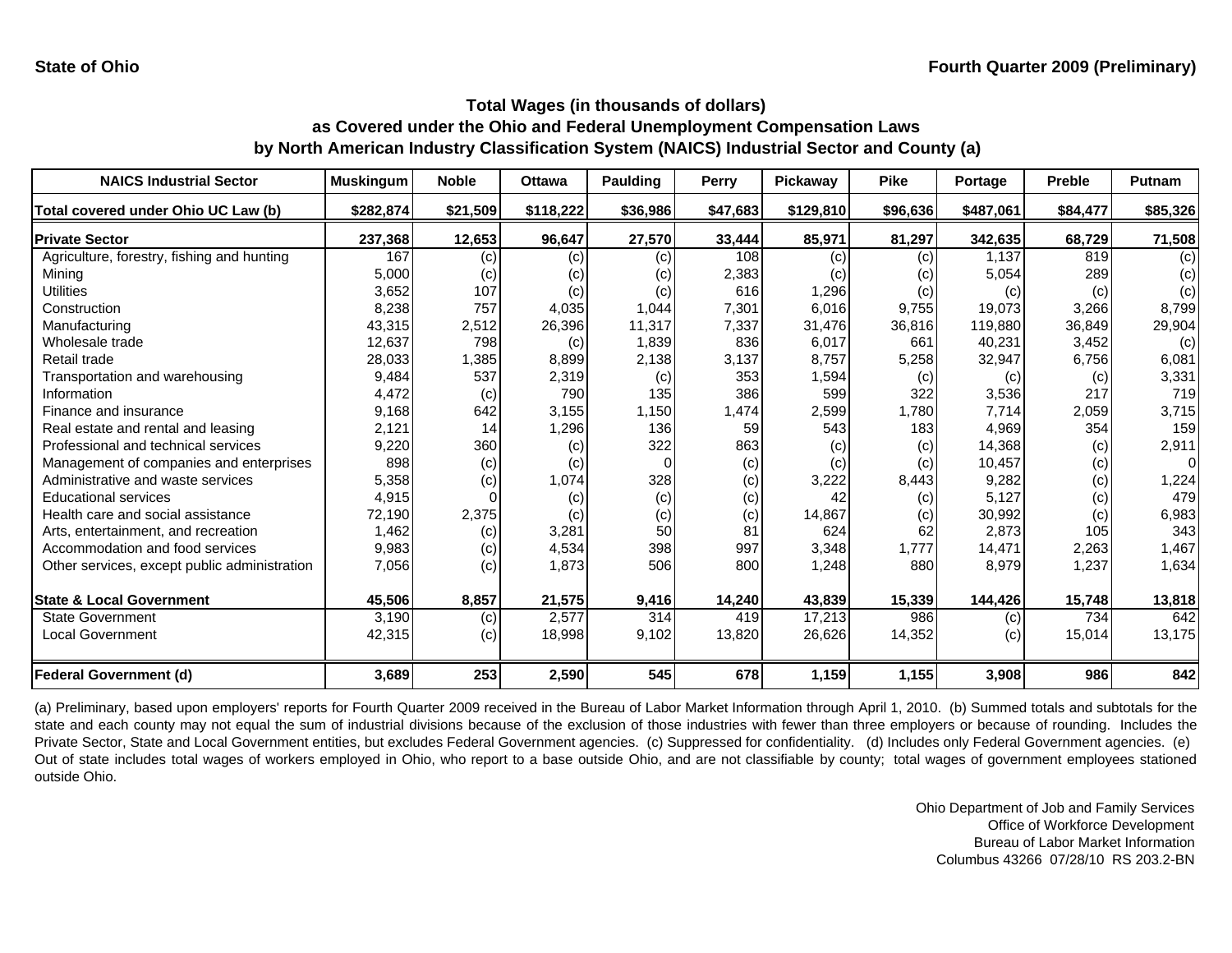State of Ohio

Fourth Quarter 2009 (Preliminary)

## Total Wages (in thousands of dollars) as Covered under the Ohio and Federal Unemployment Compensation Laws by North American Industry Classification System (NAICS) Industrial Sector and County (a)

| NAICS Industrial Sector | Muskingum | Noble | Ottawa | Paulding | Perry | Pickaway | Pike | Portage | Preble | Putnam |
|---|---|---|---|---|---|---|---|---|---|---|
| **Total covered under Ohio UC Law (b)** | **$282,874** | **$21,509** | **$118,222** | **$36,986** | **$47,683** | **$129,810** | **$96,636** | **$487,061** | **$84,477** | **$85,326** |
| **Private Sector** | **237,368** | **12,653** | **96,647** | **27,570** | **33,444** | **85,971** | **81,297** | **342,635** | **68,729** | **71,508** |
| Agriculture, forestry, fishing and hunting | 167 | (c) | (c) | (c) | 108 | (c) | (c) | 1,137 | 819 | (c) |
| Mining | 5,000 | (c) | (c) | (c) | 2,383 | (c) | (c) | 5,054 | 289 | (c) |
| Utilities | 3,652 | 107 | (c) | (c) | 616 | 1,296 | (c) | (c) | (c) | (c) |
| Construction | 8,238 | 757 | 4,035 | 1,044 | 7,301 | 6,016 | 9,755 | 19,073 | 3,266 | 8,799 |
| Manufacturing | 43,315 | 2,512 | 26,396 | 11,317 | 7,337 | 31,476 | 36,816 | 119,880 | 36,849 | 29,904 |
| Wholesale trade | 12,637 | 798 | (c) | 1,839 | 836 | 6,017 | 661 | 40,231 | 3,452 | (c) |
| Retail trade | 28,033 | 1,385 | 8,899 | 2,138 | 3,137 | 8,757 | 5,258 | 32,947 | 6,756 | 6,081 |
| Transportation and warehousing | 9,484 | 537 | 2,319 | (c) | 353 | 1,594 | (c) | (c) | (c) | 3,331 |
| Information | 4,472 | (c) | 790 | 135 | 386 | 599 | 322 | 3,536 | 217 | 719 |
| Finance and insurance | 9,168 | 642 | 3,155 | 1,150 | 1,474 | 2,599 | 1,780 | 7,714 | 2,059 | 3,715 |
| Real estate and rental and leasing | 2,121 | 14 | 1,296 | 136 | 59 | 543 | 183 | 4,969 | 354 | 159 |
| Professional and technical services | 9,220 | 360 | (c) | 322 | 863 | (c) | (c) | 14,368 | (c) | 2,911 |
| Management of companies and enterprises | 898 | (c) | (c) | 0 | (c) | (c) | (c) | 10,457 | (c) | 0 |
| Administrative and waste services | 5,358 | (c) | 1,074 | 328 | (c) | 3,222 | 8,443 | 9,282 | (c) | 1,224 |
| Educational services | 4,915 | 0 | (c) | (c) | (c) | 42 | (c) | 5,127 | (c) | 479 |
| Health care and social assistance | 72,190 | 2,375 | (c) | (c) | (c) | 14,867 | (c) | 30,992 | (c) | 6,983 |
| Arts, entertainment, and recreation | 1,462 | (c) | 3,281 | 50 | 81 | 624 | 62 | 2,873 | 105 | 343 |
| Accommodation and food services | 9,983 | (c) | 4,534 | 398 | 997 | 3,348 | 1,777 | 14,471 | 2,263 | 1,467 |
| Other services, except public administration | 7,056 | (c) | 1,873 | 506 | 800 | 1,248 | 880 | 8,979 | 1,237 | 1,634 |
| **State & Local Government** | **45,506** | **8,857** | **21,575** | **9,416** | **14,240** | **43,839** | **15,339** | **144,426** | **15,748** | **13,818** |
| State Government | 3,190 | (c) | 2,577 | 314 | 419 | 17,213 | 986 | (c) | 734 | 642 |
| Local Government | 42,315 | (c) | 18,998 | 9,102 | 13,820 | 26,626 | 14,352 | (c) | 15,014 | 13,175 |
| **Federal Government (d)** | **3,689** | **253** | **2,590** | **545** | **678** | **1,159** | **1,155** | **3,908** | **986** | **842** |

(a) Preliminary, based upon employers' reports for Fourth Quarter 2009 received in the Bureau of Labor Market Information through April 1, 2010. (b) Summed totals and subtotals for the state and each county may not equal the sum of industrial divisions because of the exclusion of those industries with fewer than three employers or because of rounding. Includes the Private Sector, State and Local Government entities, but excludes Federal Government agencies. (c) Suppressed for confidentiality. (d) Includes only Federal Government agencies. (e) Out of state includes total wages of workers employed in Ohio, who report to a base outside Ohio, and are not classifiable by county; total wages of government employees stationed outside Ohio.

Ohio Department of Job and Family Services
Office of Workforce Development
Bureau of Labor Market Information
Columbus 43266 07/28/10 RS 203.2-BN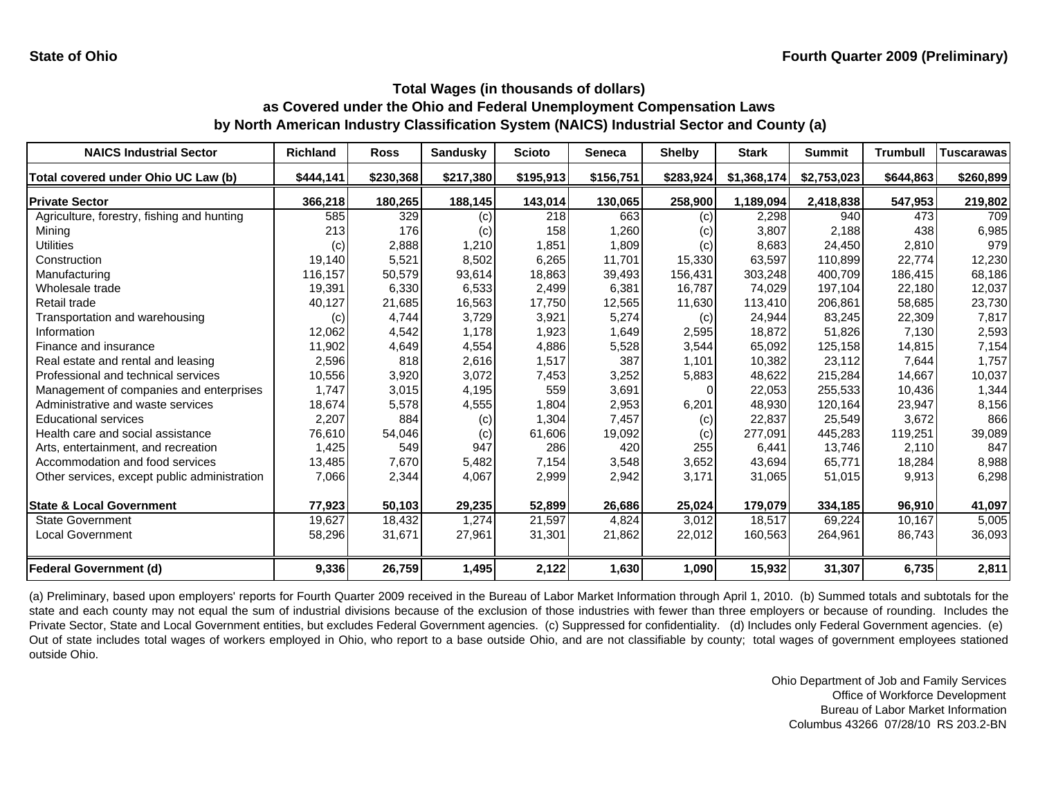State of Ohio

Fourth Quarter 2009 (Preliminary)

## Total Wages (in thousands of dollars)
## as Covered under the Ohio and Federal Unemployment Compensation Laws
## by North American Industry Classification System (NAICS) Industrial Sector and County (a)

| NAICS Industrial Sector | Richland | Ross | Sandusky | Scioto | Seneca | Shelby | Stark | Summit | Trumbull | Tuscarawas |
|---|---|---|---|---|---|---|---|---|---|---|
| Total covered under Ohio UC Law (b) | $444,141 | $230,368 | $217,380 | $195,913 | $156,751 | $283,924 | $1,368,174 | $2,753,023 | $644,863 | $260,899 |
| **Private Sector** | **366,218** | **180,265** | **188,145** | **143,014** | **130,065** | **258,900** | **1,189,094** | **2,418,838** | **547,953** | **219,802** |
| Agriculture, forestry, fishing and hunting | 585 | 329 | (c) | 218 | 663 | (c) | 2,298 | 940 | 473 | 709 |
| Mining | 213 | 176 | (c) | 158 | 1,260 | (c) | 3,807 | 2,188 | 438 | 6,985 |
| Utilities | (c) | 2,888 | 1,210 | 1,851 | 1,809 | (c) | 8,683 | 24,450 | 2,810 | 979 |
| Construction | 19,140 | 5,521 | 8,502 | 6,265 | 11,701 | 15,330 | 63,597 | 110,899 | 22,774 | 12,230 |
| Manufacturing | 116,157 | 50,579 | 93,614 | 18,863 | 39,493 | 156,431 | 303,248 | 400,709 | 186,415 | 68,186 |
| Wholesale trade | 19,391 | 6,330 | 6,533 | 2,499 | 6,381 | 16,787 | 74,029 | 197,104 | 22,180 | 12,037 |
| Retail trade | 40,127 | 21,685 | 16,563 | 17,750 | 12,565 | 11,630 | 113,410 | 206,861 | 58,685 | 23,730 |
| Transportation and warehousing | (c) | 4,744 | 3,729 | 3,921 | 5,274 | (c) | 24,944 | 83,245 | 22,309 | 7,817 |
| Information | 12,062 | 4,542 | 1,178 | 1,923 | 1,649 | 2,595 | 18,872 | 51,826 | 7,130 | 2,593 |
| Finance and insurance | 11,902 | 4,649 | 4,554 | 4,886 | 5,528 | 3,544 | 65,092 | 125,158 | 14,815 | 7,154 |
| Real estate and rental and leasing | 2,596 | 818 | 2,616 | 1,517 | 387 | 1,101 | 10,382 | 23,112 | 7,644 | 1,757 |
| Professional and technical services | 10,556 | 3,920 | 3,072 | 7,453 | 3,252 | 5,883 | 48,622 | 215,284 | 14,667 | 10,037 |
| Management of companies and enterprises | 1,747 | 3,015 | 4,195 | 559 | 3,691 | 0 | 22,053 | 255,533 | 10,436 | 1,344 |
| Administrative and waste services | 18,674 | 5,578 | 4,555 | 1,804 | 2,953 | 6,201 | 48,930 | 120,164 | 23,947 | 8,156 |
| Educational services | 2,207 | 884 | (c) | 1,304 | 7,457 | (c) | 22,837 | 25,549 | 3,672 | 866 |
| Health care and social assistance | 76,610 | 54,046 | (c) | 61,606 | 19,092 | (c) | 277,091 | 445,283 | 119,251 | 39,089 |
| Arts, entertainment, and recreation | 1,425 | 549 | 947 | 286 | 420 | 255 | 6,441 | 13,746 | 2,110 | 847 |
| Accommodation and food services | 13,485 | 7,670 | 5,482 | 7,154 | 3,548 | 3,652 | 43,694 | 65,771 | 18,284 | 8,988 |
| Other services, except public administration | 7,066 | 2,344 | 4,067 | 2,999 | 2,942 | 3,171 | 31,065 | 51,015 | 9,913 | 6,298 |
| **State & Local Government** | **77,923** | **50,103** | **29,235** | **52,899** | **26,686** | **25,024** | **179,079** | **334,185** | **96,910** | **41,097** |
| State Government | 19,627 | 18,432 | 1,274 | 21,597 | 4,824 | 3,012 | 18,517 | 69,224 | 10,167 | 5,005 |
| Local Government | 58,296 | 31,671 | 27,961 | 31,301 | 21,862 | 22,012 | 160,563 | 264,961 | 86,743 | 36,093 |
| **Federal Government (d)** | **9,336** | **26,759** | **1,495** | **2,122** | **1,630** | **1,090** | **15,932** | **31,307** | **6,735** | **2,811** |

(a) Preliminary, based upon employers' reports for Fourth Quarter 2009 received in the Bureau of Labor Market Information through April 1, 2010. (b) Summed totals and subtotals for the state and each county may not equal the sum of industrial divisions because of the exclusion of those industries with fewer than three employers or because of rounding. Includes the Private Sector, State and Local Government entities, but excludes Federal Government agencies. (c) Suppressed for confidentiality. (d) Includes only Federal Government agencies. (e) Out of state includes total wages of workers employed in Ohio, who report to a base outside Ohio, and are not classifiable by county; total wages of government employees stationed outside Ohio.

Ohio Department of Job and Family Services
Office of Workforce Development
Bureau of Labor Market Information
Columbus 43266 07/28/10 RS 203.2-BN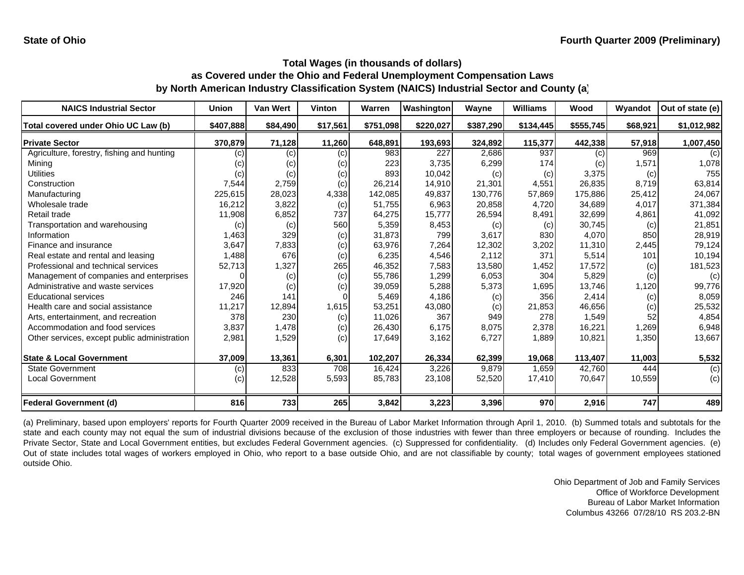State of Ohio

Fourth Quarter 2009 (Preliminary)

## Total Wages (in thousands of dollars) as Covered under the Ohio and Federal Unemployment Compensation Laws by North American Industry Classification System (NAICS) Industrial Sector and County (a)

| NAICS Industrial Sector | Union | Van Wert | Vinton | Warren | Washington | Wayne | Williams | Wood | Wyandot | Out of state (e) |
|---|---|---|---|---|---|---|---|---|---|---|
| **Total covered under Ohio UC Law (b)** | **$407,888** | **$84,490** | **$17,561** | **$751,098** | **$220,027** | **$387,290** | **$134,445** | **$555,745** | **$68,921** | **$1,012,982** |
| **Private Sector** | **370,879** | **71,128** | **11,260** | **648,891** | **193,693** | **324,892** | **115,377** | **442,338** | **57,918** | **1,007,450** |
| Agriculture, forestry, fishing and hunting | (c) | (c) | (c) | 983 | 227 | 2,686 | 937 | (c) | 969 | (c) |
| Mining | (c) | (c) | (c) | 223 | 3,735 | 6,299 | 174 | (c) | 1,571 | 1,078 |
| Utilities | (c) | (c) | (c) | 893 | 10,042 | (c) | (c) | 3,375 | (c) | 755 |
| Construction | 7,544 | 2,759 | (c) | 26,214 | 14,910 | 21,301 | 4,551 | 26,835 | 8,719 | 63,814 |
| Manufacturing | 225,615 | 28,023 | 4,338 | 142,085 | 49,837 | 130,776 | 57,869 | 175,886 | 25,412 | 24,067 |
| Wholesale trade | 16,212 | 3,822 | (c) | 51,755 | 6,963 | 20,858 | 4,720 | 34,689 | 4,017 | 371,384 |
| Retail trade | 11,908 | 6,852 | 737 | 64,275 | 15,777 | 26,594 | 8,491 | 32,699 | 4,861 | 41,092 |
| Transportation and warehousing | (c) | (c) | 560 | 5,359 | 8,453 | (c) | (c) | 30,745 | (c) | 21,851 |
| Information | 1,463 | 329 | (c) | 31,873 | 799 | 3,617 | 830 | 4,070 | 850 | 28,919 |
| Finance and insurance | 3,647 | 7,833 | (c) | 63,976 | 7,264 | 12,302 | 3,202 | 11,310 | 2,445 | 79,124 |
| Real estate and rental and leasing | 1,488 | 676 | (c) | 6,235 | 4,546 | 2,112 | 371 | 5,514 | 101 | 10,194 |
| Professional and technical services | 52,713 | 1,327 | 265 | 46,352 | 7,583 | 13,580 | 1,452 | 17,572 | (c) | 181,523 |
| Management of companies and enterprises | 0 | (c) | (c) | 55,786 | 1,299 | 6,053 | 304 | 5,829 | (c) | (c) |
| Administrative and waste services | 17,920 | (c) | (c) | 39,059 | 5,288 | 5,373 | 1,695 | 13,746 | 1,120 | 99,776 |
| Educational services | 246 | 141 | 0 | 5,469 | 4,186 | (c) | 356 | 2,414 | (c) | 8,059 |
| Health care and social assistance | 11,217 | 12,894 | 1,615 | 53,251 | 43,080 | (c) | 21,853 | 46,656 | (c) | 25,532 |
| Arts, entertainment, and recreation | 378 | 230 | (c) | 11,026 | 367 | 949 | 278 | 1,549 | 52 | 4,854 |
| Accommodation and food services | 3,837 | 1,478 | (c) | 26,430 | 6,175 | 8,075 | 2,378 | 16,221 | 1,269 | 6,948 |
| Other services, except public administration | 2,981 | 1,529 | (c) | 17,649 | 3,162 | 6,727 | 1,889 | 10,821 | 1,350 | 13,667 |
| **State & Local Government** | **37,009** | **13,361** | **6,301** | **102,207** | **26,334** | **62,399** | **19,068** | **113,407** | **11,003** | **5,532** |
| State Government | (c) | 833 | 708 | 16,424 | 3,226 | 9,879 | 1,659 | 42,760 | 444 | (c) |
| Local Government | (c) | 12,528 | 5,593 | 85,783 | 23,108 | 52,520 | 17,410 | 70,647 | 10,559 | (c) |
| **Federal Government (d)** | **816** | **733** | **265** | **3,842** | **3,223** | **3,396** | **970** | **2,916** | **747** | **489** |

(a) Preliminary, based upon employers' reports for Fourth Quarter 2009 received in the Bureau of Labor Market Information through April 1, 2010. (b) Summed totals and subtotals for the state and each county may not equal the sum of industrial divisions because of the exclusion of those industries with fewer than three employers or because of rounding. Includes the Private Sector, State and Local Government entities, but excludes Federal Government agencies. (c) Suppressed for confidentiality. (d) Includes only Federal Government agencies. (e) Out of state includes total wages of workers employed in Ohio, who report to a base outside Ohio, and are not classifiable by county; total wages of government employees stationed outside Ohio.

Ohio Department of Job and Family Services
Office of Workforce Development
Bureau of Labor Market Information
Columbus 43266 07/28/10 RS 203.2-BN